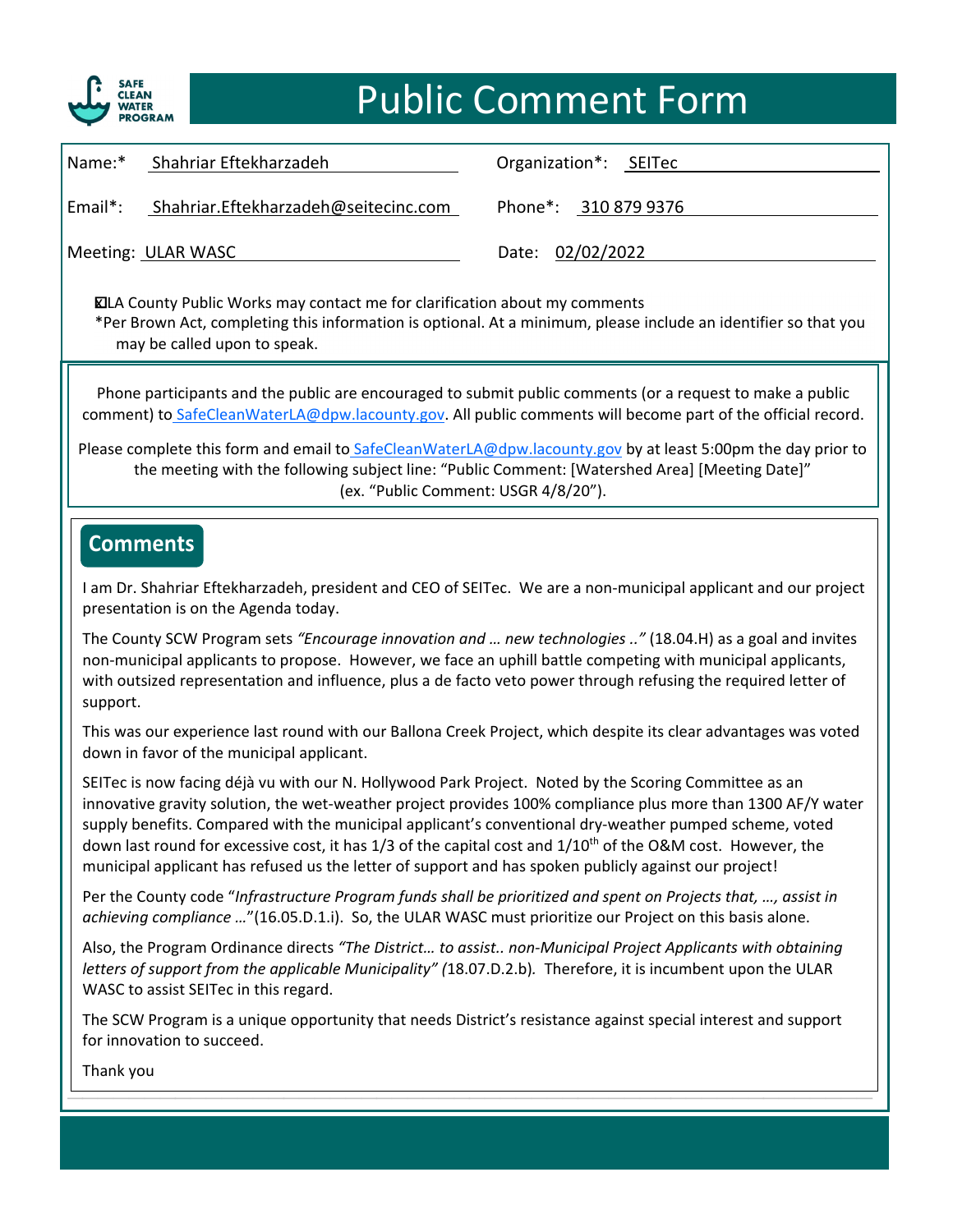SAFE CLEAN WATER PROGRAM

# Public Comment Form

Name:* Shahriar Eftekharzadeh

Organization*: SEITec

Email*: Shahriar.Eftekharzadeh@seitecinc.com

Phone*: 310 879 9376

Meeting: ULAR WASC

Date: 02/02/2022

☒ LA County Public Works may contact me for clarification about my comments

*Per Brown Act, completing this information is optional. At a minimum, please include an identifier so that you may be called upon to speak.

Phone participants and the public are encouraged to submit public comments (or a request to make a public comment) to SafeCleanWaterLA@dpw.lacounty.gov. All public comments will become part of the official record.

Please complete this form and email to SafeCleanWaterLA@dpw.lacounty.gov by at least 5:00pm the day prior to the meeting with the following subject line: "Public Comment: [Watershed Area] [Meeting Date]" (ex. "Public Comment: USGR 4/8/20").

## Comments

I am Dr. Shahriar Eftekharzadeh, president and CEO of SEITec. We are a non-municipal applicant and our project presentation is on the Agenda today.

The County SCW Program sets *"Encourage innovation and … new technologies .."* (18.04.H) as a goal and invites non-municipal applicants to propose. However, we face an uphill battle competing with municipal applicants, with outsized representation and influence, plus a de facto veto power through refusing the required letter of support.

This was our experience last round with our Ballona Creek Project, which despite its clear advantages was voted down in favor of the municipal applicant.

SEITec is now facing déjà vu with our N. Hollywood Park Project. Noted by the Scoring Committee as an innovative gravity solution, the wet-weather project provides 100% compliance plus more than 1300 AF/Y water supply benefits. Compared with the municipal applicant's conventional dry-weather pumped scheme, voted down last round for excessive cost, it has 1/3 of the capital cost and 1/10th of the O&M cost. However, the municipal applicant has refused us the letter of support and has spoken publicly against our project!

Per the County code "*Infrastructure Program funds shall be prioritized and spent on Projects that, …, assist in achieving compliance …*"(16.05.D.1.i). So, the ULAR WASC must prioritize our Project on this basis alone.

Also, the Program Ordinance directs *"The District… to assist.. non-Municipal Project Applicants with obtaining letters of support from the applicable Municipality" (*18.07.D.2.b)*.* Therefore, it is incumbent upon the ULAR WASC to assist SEITec in this regard.

The SCW Program is a unique opportunity that needs District's resistance against special interest and support for innovation to succeed.

Thank you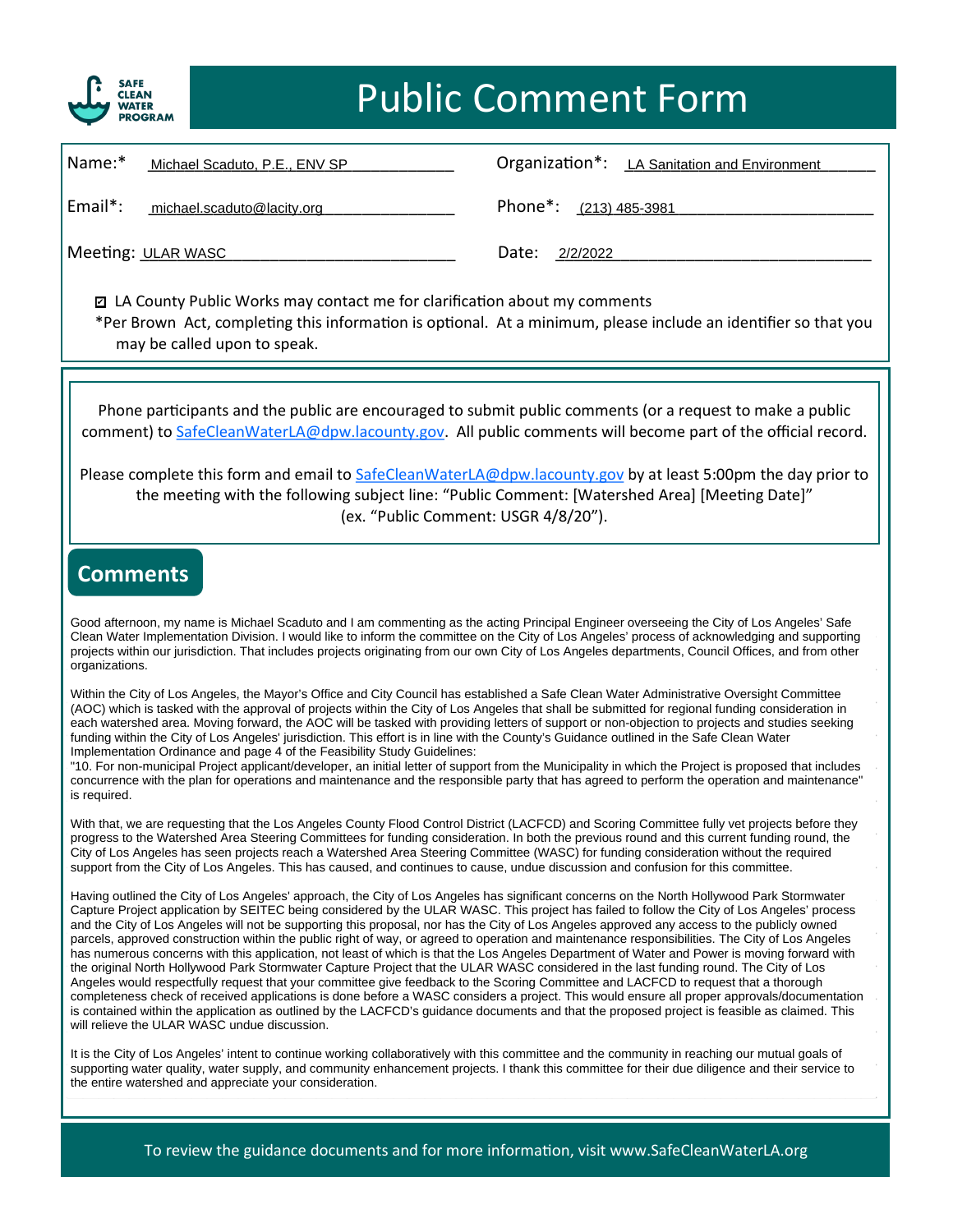SAFE CLEAN WATER PROGRAM

# Public Comment Form

Name:* Michael Scaduto, P.E., ENV SP

Organization*: LA Sanitation and Environment

Email*: michael.scaduto@lacity.org

Phone*: (213) 485-3981

Meeting: ULAR WASC

Date: 2/2/2022

☑ LA County Public Works may contact me for clarification about my comments

*Per Brown Act, completing this information is optional. At a minimum, please include an identifier so that you may be called upon to speak.

Phone participants and the public are encouraged to submit public comments (or a request to make a public comment) to SafeCleanWaterLA@dpw.lacounty.gov. All public comments will become part of the official record.

Please complete this form and email to SafeCleanWaterLA@dpw.lacounty.gov by at least 5:00pm the day prior to the meeting with the following subject line: "Public Comment: [Watershed Area] [Meeting Date]" (ex. "Public Comment: USGR 4/8/20").

## Comments

Good afternoon, my name is Michael Scaduto and I am commenting as the acting Principal Engineer overseeing the City of Los Angeles' Safe Clean Water Implementation Division. I would like to inform the committee on the City of Los Angeles' process of acknowledging and supporting projects within our jurisdiction. That includes projects originating from our own City of Los Angeles departments, Council Offices, and from other organizations.

Within the City of Los Angeles, the Mayor's Office and City Council has established a Safe Clean Water Administrative Oversight Committee (AOC) which is tasked with the approval of projects within the City of Los Angeles that shall be submitted for regional funding consideration in each watershed area. Moving forward, the AOC will be tasked with providing letters of support or non-objection to projects and studies seeking funding within the City of Los Angeles' jurisdiction. This effort is in line with the County's Guidance outlined in the Safe Clean Water Implementation Ordinance and page 4 of the Feasibility Study Guidelines:
"10. For non-municipal Project applicant/developer, an initial letter of support from the Municipality in which the Project is proposed that includes concurrence with the plan for operations and maintenance and the responsible party that has agreed to perform the operation and maintenance" is required.

With that, we are requesting that the Los Angeles County Flood Control District (LACFCD) and Scoring Committee fully vet projects before they progress to the Watershed Area Steering Committees for funding consideration. In both the previous round and this current funding round, the City of Los Angeles has seen projects reach a Watershed Area Steering Committee (WASC) for funding consideration without the required support from the City of Los Angeles. This has caused, and continues to cause, undue discussion and confusion for this committee.

Having outlined the City of Los Angeles' approach, the City of Los Angeles has significant concerns on the North Hollywood Park Stormwater Capture Project application by SEITEC being considered by the ULAR WASC. This project has failed to follow the City of Los Angeles' process and the City of Los Angeles will not be supporting this proposal, nor has the City of Los Angeles approved any access to the publicly owned parcels, approved construction within the public right of way, or agreed to operation and maintenance responsibilities. The City of Los Angeles has numerous concerns with this application, not least of which is that the Los Angeles Department of Water and Power is moving forward with the original North Hollywood Park Stormwater Capture Project that the ULAR WASC considered in the last funding round. The City of Los Angeles would respectfully request that your committee give feedback to the Scoring Committee and LACFCD to request that a thorough completeness check of received applications is done before a WASC considers a project. This would ensure all proper approvals/documentation is contained within the application as outlined by the LACFCD's guidance documents and that the proposed project is feasible as claimed. This will relieve the ULAR WASC undue discussion.

It is the City of Los Angeles' intent to continue working collaboratively with this committee and the community in reaching our mutual goals of supporting water quality, water supply, and community enhancement projects. I thank this committee for their due diligence and their service to the entire watershed and appreciate your consideration.

To review the guidance documents and for more information, visit www.SafeCleanWaterLA.org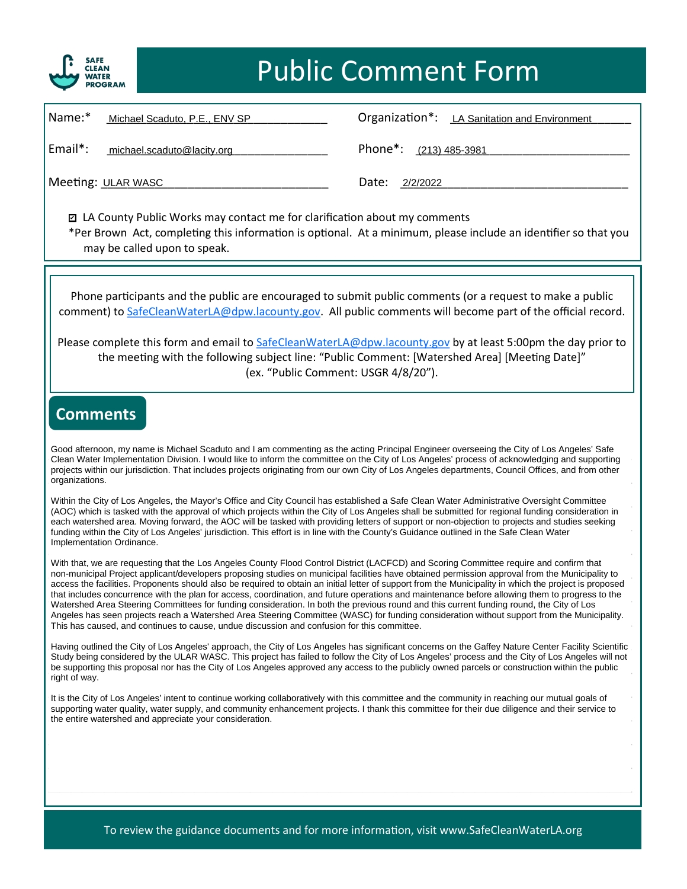# Public Comment Form

SAFE CLEAN WATER PROGRAM

Name:* Michael Scaduto, P.E., ENV SP

Organization*: LA Sanitation and Environment

Email*: michael.scaduto@lacity.org

Phone*: (213) 485-3981

Meeting: ULAR WASC

Date: 2/2/2022

☑ LA County Public Works may contact me for clarification about my comments

*Per Brown Act, completing this information is optional. At a minimum, please include an identifier so that you may be called upon to speak.

Phone participants and the public are encouraged to submit public comments (or a request to make a public comment) to SafeCleanWaterLA@dpw.lacounty.gov. All public comments will become part of the official record.

Please complete this form and email to SafeCleanWaterLA@dpw.lacounty.gov by at least 5:00pm the day prior to the meeting with the following subject line: "Public Comment: [Watershed Area] [Meeting Date]" (ex. "Public Comment: USGR 4/8/20").

## Comments

Good afternoon, my name is Michael Scaduto and I am commenting as the acting Principal Engineer overseeing the City of Los Angeles' Safe Clean Water Implementation Division. I would like to inform the committee on the City of Los Angeles' process of acknowledging and supporting projects within our jurisdiction. That includes projects originating from our own City of Los Angeles departments, Council Offices, and from other organizations.

Within the City of Los Angeles, the Mayor's Office and City Council has established a Safe Clean Water Administrative Oversight Committee (AOC) which is tasked with the approval of which projects within the City of Los Angeles shall be submitted for regional funding consideration in each watershed area. Moving forward, the AOC will be tasked with providing letters of support or non-objection to projects and studies seeking funding within the City of Los Angeles' jurisdiction. This effort is in line with the County's Guidance outlined in the Safe Clean Water Implementation Ordinance.

With that, we are requesting that the Los Angeles County Flood Control District (LACFCD) and Scoring Committee require and confirm that non-municipal Project applicant/developers proposing studies on municipal facilities have obtained permission approval from the Municipality to access the facilities. Proponents should also be required to obtain an initial letter of support from the Municipality in which the project is proposed that includes concurrence with the plan for access, coordination, and future operations and maintenance before allowing them to progress to the Watershed Area Steering Committees for funding consideration. In both the previous round and this current funding round, the City of Los Angeles has seen projects reach a Watershed Area Steering Committee (WASC) for funding consideration without support from the Municipality. This has caused, and continues to cause, undue discussion and confusion for this committee.

Having outlined the City of Los Angeles' approach, the City of Los Angeles has significant concerns on the Gaffey Nature Center Facility Scientific Study being considered by the ULAR WASC. This project has failed to follow the City of Los Angeles' process and the City of Los Angeles will not be supporting this proposal nor has the City of Los Angeles approved any access to the publicly owned parcels or construction within the public right of way.

It is the City of Los Angeles' intent to continue working collaboratively with this committee and the community in reaching our mutual goals of supporting water quality, water supply, and community enhancement projects. I thank this committee for their due diligence and their service to the entire watershed and appreciate your consideration.

To review the guidance documents and for more information, visit www.SafeCleanWaterLA.org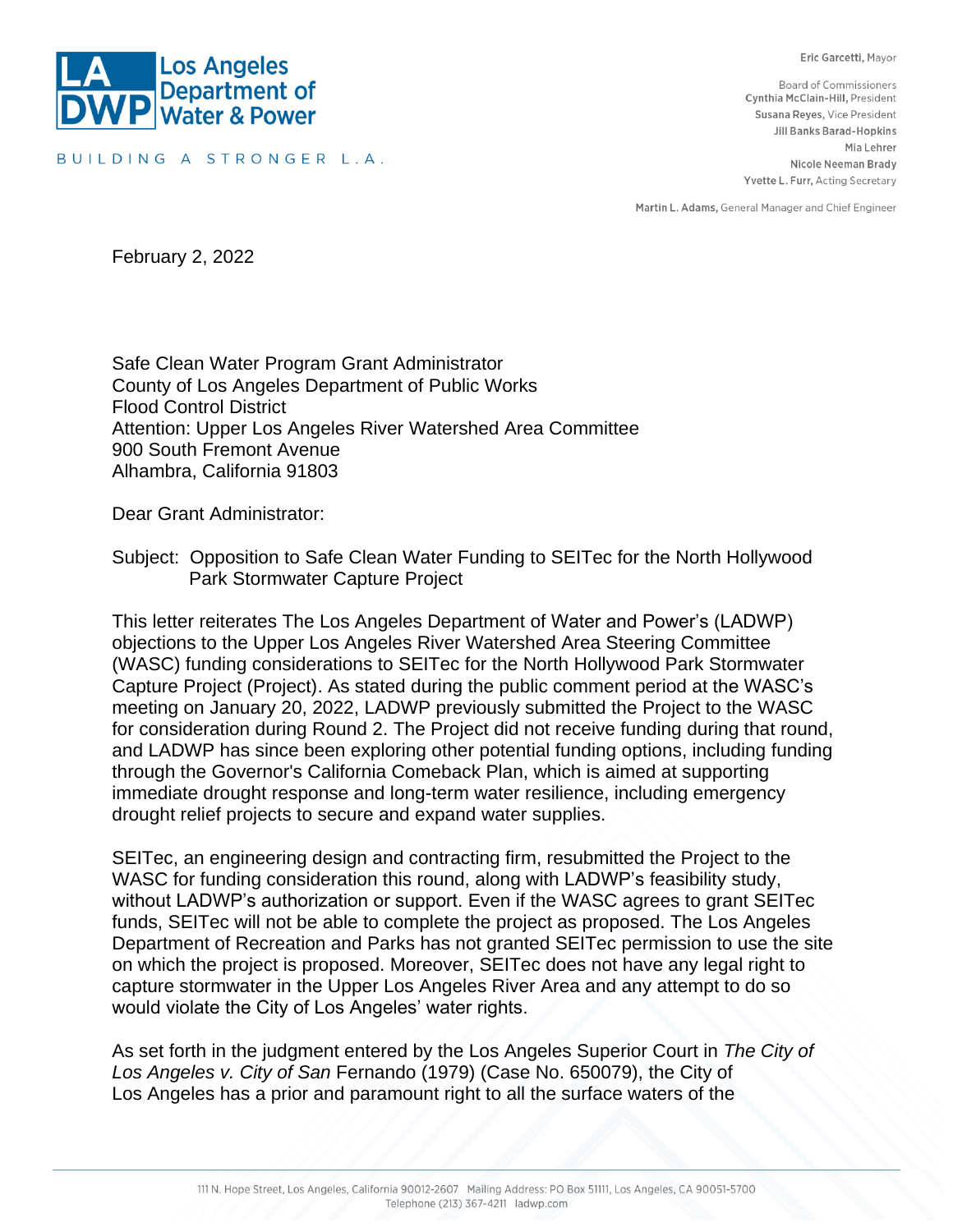February 2, 2022

Safe Clean Water Program Grant Administrator
County of Los Angeles Department of Public Works
Flood Control District
Attention: Upper Los Angeles River Watershed Area Committee
900 South Fremont Avenue
Alhambra, California 91803

Dear Grant Administrator:

Subject: Opposition to Safe Clean Water Funding to SEITec for the North Hollywood Park Stormwater Capture Project

This letter reiterates The Los Angeles Department of Water and Power's (LADWP) objections to the Upper Los Angeles River Watershed Area Steering Committee (WASC) funding considerations to SEITec for the North Hollywood Park Stormwater Capture Project (Project). As stated during the public comment period at the WASC's meeting on January 20, 2022, LADWP previously submitted the Project to the WASC for consideration during Round 2. The Project did not receive funding during that round, and LADWP has since been exploring other potential funding options, including funding through the Governor's California Comeback Plan, which is aimed at supporting immediate drought response and long-term water resilience, including emergency drought relief projects to secure and expand water supplies.

SEITec, an engineering design and contracting firm, resubmitted the Project to the WASC for funding consideration this round, along with LADWP's feasibility study, without LADWP's authorization or support. Even if the WASC agrees to grant SEITec funds, SEITec will not be able to complete the project as proposed. The Los Angeles Department of Recreation and Parks has not granted SEITec permission to use the site on which the project is proposed. Moreover, SEITec does not have any legal right to capture stormwater in the Upper Los Angeles River Area and any attempt to do so would violate the City of Los Angeles' water rights.

As set forth in the judgment entered by the Los Angeles Superior Court in *The City of Los Angeles v. City of San* Fernando (1979) (Case No. 650079), the City of Los Angeles has a prior and paramount right to all the surface waters of the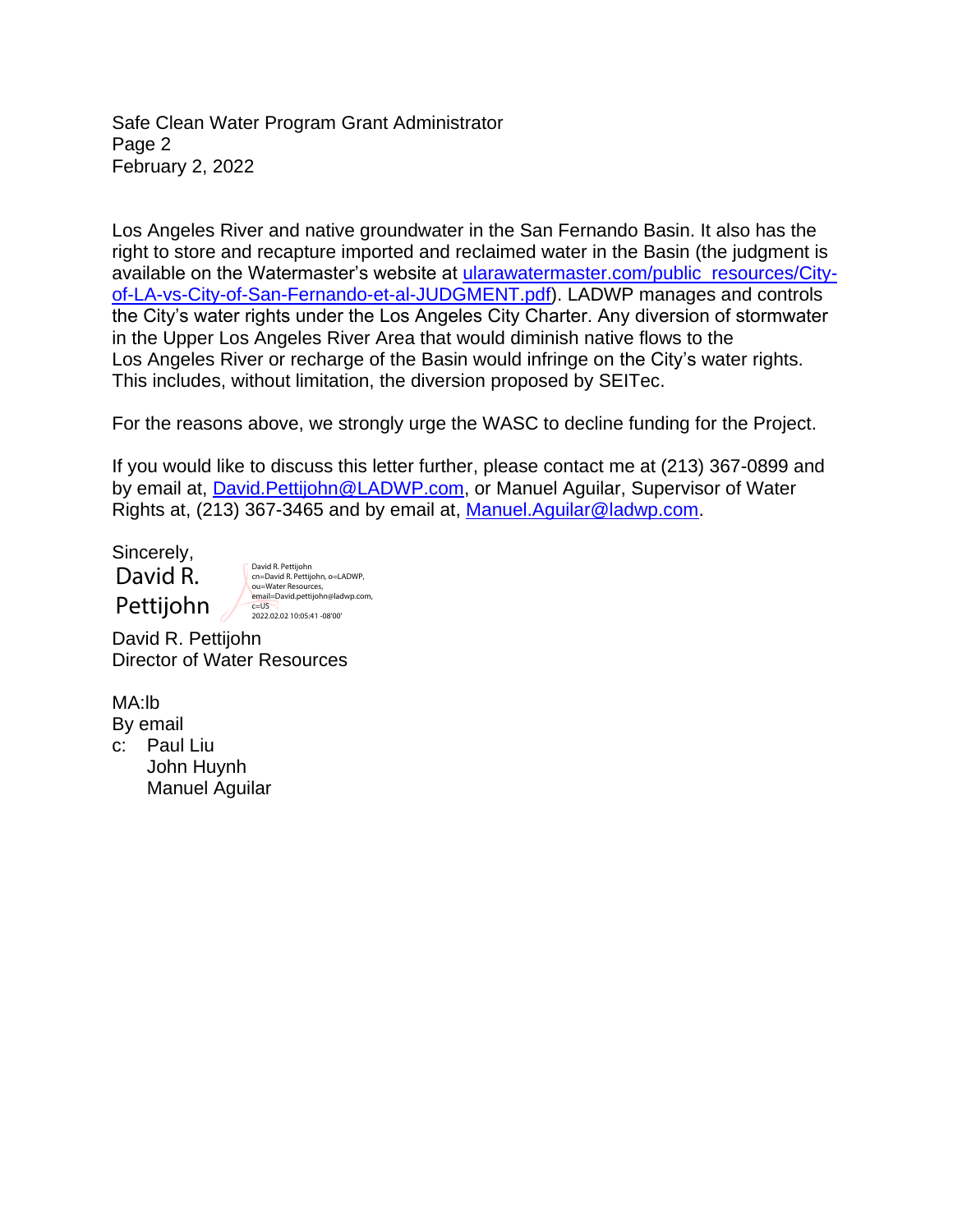Los Angeles River and native groundwater in the San Fernando Basin. It also has the right to store and recapture imported and reclaimed water in the Basin (the judgment is available on the Watermaster's website at [ularawatermaster.com/public_resources/City-of-LA-vs-City-of-San-Fernando-et-al-JUDGMENT.pdf](ularawatermaster.com/public_resources/City-of-LA-vs-City-of-San-Fernando-et-al-JUDGMENT.pdf)). LADWP manages and controls the City's water rights under the Los Angeles City Charter. Any diversion of stormwater in the Upper Los Angeles River Area that would diminish native flows to the Los Angeles River or recharge of the Basin would infringe on the City's water rights. This includes, without limitation, the diversion proposed by SEITec.

For the reasons above, we strongly urge the WASC to decline funding for the Project.

If you would like to discuss this letter further, please contact me at (213) 367-0899 and by email at, David.Pettijohn@LADWP.com, or Manuel Aguilar, Supervisor of Water Rights at, (213) 367-3465 and by email at, Manuel.Aguilar@ladwp.com.

Sincerely,

David R. Pettijohn

David R. Pettijohn
cn=David R. Pettijohn, o=LADWP, ou=Water Resources, email=David.pettijohn@ladwp.com, c=US
2022.02.02 10:05:41 -08'00'

David R. Pettijohn
Director of Water Resources

MA:lb
By email
c: Paul Liu
John Huynh
Manuel Aguilar